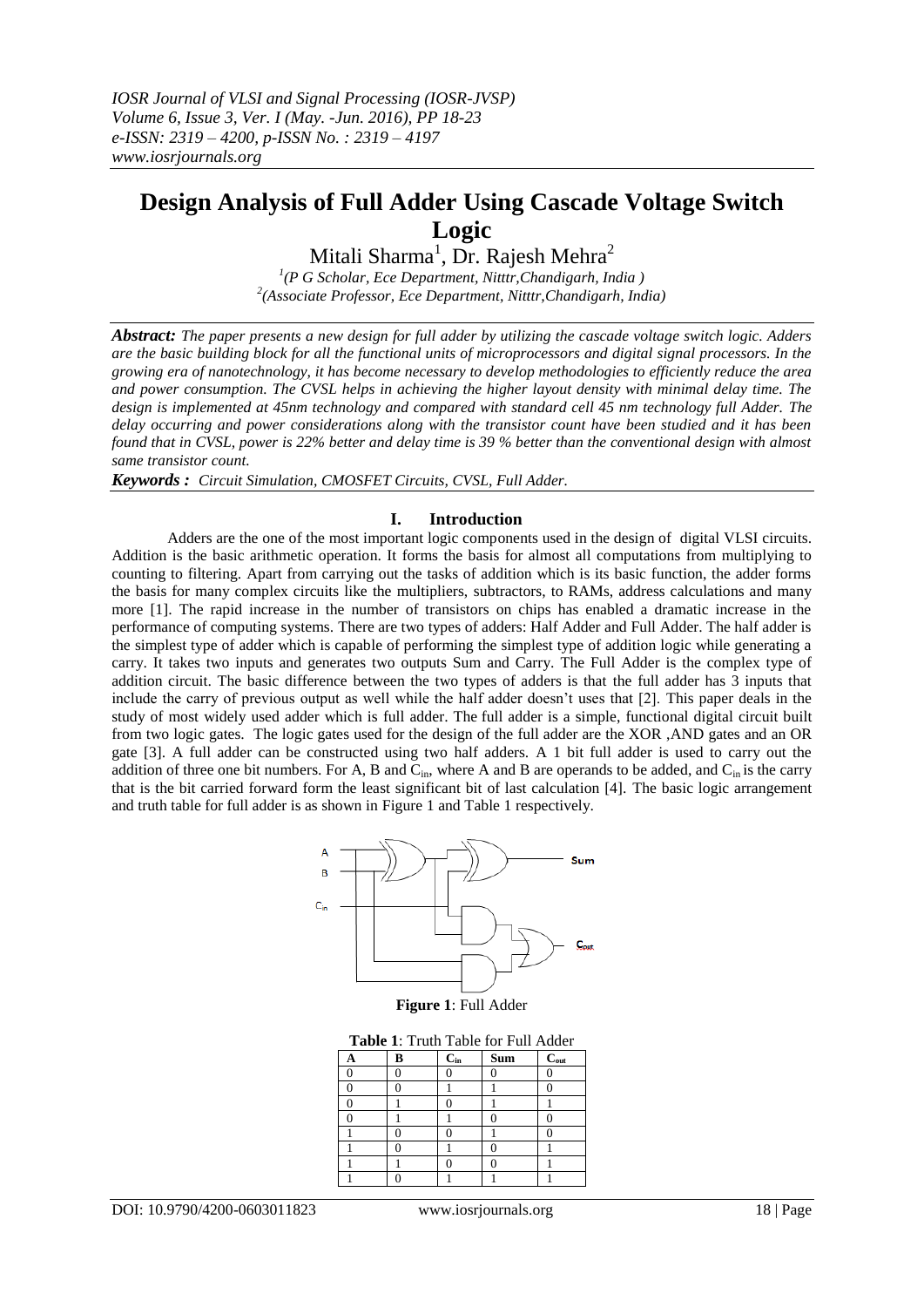// Journal header omitted

# Design Analysis of Full Adder Using Cascade Voltage Switch Logic

Mitali Sharma[1], Dr. Rajesh Mehra[2]

[1](P G Scholar, Ece Department, Nitttr,Chandigarh, India )
[2](Associate Professor, Ece Department, Nitttr,Chandigarh, India)

***Abstract:*** *The paper presents a new design for full adder by utilizing the cascade voltage switch logic. Adders are the basic building block for all the functional units of microprocessors and digital signal processors. In the growing era of nanotechnology, it has become necessary to develop methodologies to efficiently reduce the area and power consumption. The CVSL helps in achieving the higher layout density with minimal delay time. The design is implemented at 45nm technology and compared with standard cell 45 nm technology full Adder. The delay occurring and power considerations along with the transistor count have been studied and it has been found that in CVSL, power is 22% better and delay time is 39 % better than the conventional design with almost same transistor count.*

***Keywords :*** *Circuit Simulation, CMOSFET Circuits, CVSL, Full Adder.*

## I. Introduction

Adders are the one of the most important logic components used in the design of digital VLSI circuits. Addition is the basic arithmetic operation. It forms the basis for almost all computations from multiplying to counting to filtering. Apart from carrying out the tasks of addition which is its basic function, the adder forms the basis for many complex circuits like the multipliers, subtractors, to RAMs, address calculations and many more [1]. The rapid increase in the number of transistors on chips has enabled a dramatic increase in the performance of computing systems. There are two types of adders: Half Adder and Full Adder. The half adder is the simplest type of adder which is capable of performing the simplest type of addition logic while generating a carry. It takes two inputs and generates two outputs Sum and Carry. The Full Adder is the complex type of addition circuit. The basic difference between the two types of adders is that the full adder has 3 inputs that include the carry of previous output as well while the half adder doesn't uses that [2]. This paper deals in the study of most widely used adder which is full adder. The full adder is a simple, functional digital circuit built from two logic gates. The logic gates used for the design of the full adder are the XOR ,AND gates and an OR gate [3]. A full adder can be constructed using two half adders. A 1 bit full adder is used to carry out the addition of three one bit numbers. For A, B and $C_{in}$, where A and B are operands to be added, and $C_{in}$ is the carry that is the bit carried forward form the least significant bit of last calculation [4]. The basic logic arrangement and truth table for full adder is as shown in Figure 1 and Table 1 respectively.

**Figure 1**: Full Adder

**Table 1**: Truth Table for Full Adder

| A | B | $C_{in}$ | Sum | $C_{out}$ |
|---|---|---|---|---|
| 0 | 0 | 0 | 0 | 0 |
| 0 | 0 | 1 | 1 | 0 |
| 0 | 1 | 0 | 1 | 1 |
| 0 | 1 | 1 | 0 | 0 |
| 1 | 0 | 0 | 1 | 0 |
| 1 | 0 | 1 | 0 | 1 |
| 1 | 1 | 0 | 0 | 1 |
| 1 | 0 | 1 | 1 | 1 |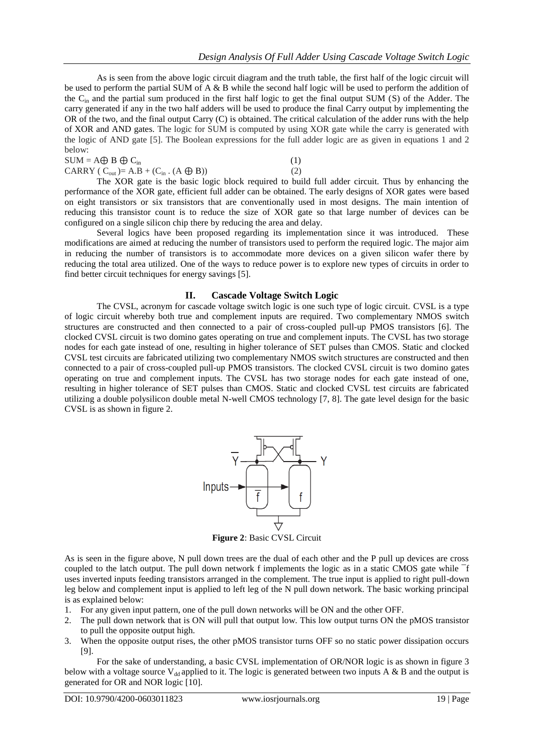As is seen from the above logic circuit diagram and the truth table, the first half of the logic circuit will be used to perform the partial SUM of A & B while the second half logic will be used to perform the addition of the $C_{in}$ and the partial sum produced in the first half logic to get the final output SUM (S) of the Adder. The carry generated if any in the two half adders will be used to produce the final Carry output by implementing the OR of the two, and the final output Carry (C) is obtained. The critical calculation of the adder runs with the help of XOR and AND gates. The logic for SUM is computed by using XOR gate while the carry is generated with the logic of AND gate [5]. The Boolean expressions for the full adder logic are as given in equations 1 and 2 below:

$$SUM = A \oplus B \oplus C_{in} \quad (1)$$

$$CARRY\ (C_{out}) = A.B + (C_{in} . (A \oplus B)) \quad (2)$$

The XOR gate is the basic logic block required to build full adder circuit. Thus by enhancing the performance of the XOR gate, efficient full adder can be obtained. The early designs of XOR gates were based on eight transistors or six transistors that are conventionally used in most designs. The main intention of reducing this transistor count is to reduce the size of XOR gate so that large number of devices can be configured on a single silicon chip there by reducing the area and delay.

Several logics have been proposed regarding its implementation since it was introduced. These modifications are aimed at reducing the number of transistors used to perform the required logic. The major aim in reducing the number of transistors is to accommodate more devices on a given silicon wafer there by reducing the total area utilized. One of the ways to reduce power is to explore new types of circuits in order to find better circuit techniques for energy savings [5].

## II. Cascade Voltage Switch Logic

The CVSL, acronym for cascade voltage switch logic is one such type of logic circuit. CVSL is a type of logic circuit whereby both true and complement inputs are required. Two complementary NMOS switch structures are constructed and then connected to a pair of cross-coupled pull-up PMOS transistors [6]. The clocked CVSL circuit is two domino gates operating on true and complement inputs. The CVSL has two storage nodes for each gate instead of one, resulting in higher tolerance of SET pulses than CMOS. Static and clocked CVSL test circuits are fabricated utilizing two complementary NMOS switch structures are constructed and then connected to a pair of cross-coupled pull-up PMOS transistors. The clocked CVSL circuit is two domino gates operating on true and complement inputs. The CVSL has two storage nodes for each gate instead of one, resulting in higher tolerance of SET pulses than CMOS. Static and clocked CVSL test circuits are fabricated utilizing a double polysilicon double metal N-well CMOS technology [7, 8]. The gate level design for the basic CVSL is as shown in figure 2.

**Figure 2**: Basic CVSL Circuit

As is seen in the figure above, N pull down trees are the dual of each other and the P pull up devices are cross coupled to the latch output. The pull down network f implements the logic as in a static CMOS gate while $\bar{f}$ uses inverted inputs feeding transistors arranged in the complement. The true input is applied to right pull-down leg below and complement input is applied to left leg of the N pull down network. The basic working principal is as explained below:

1. For any given input pattern, one of the pull down networks will be ON and the other OFF.
2. The pull down network that is ON will pull that output low. This low output turns ON the pMOS transistor to pull the opposite output high.
3. When the opposite output rises, the other pMOS transistor turns OFF so no static power dissipation occurs [9].

For the sake of understanding, a basic CVSL implementation of OR/NOR logic is as shown in figure 3 below with a voltage source $V_{dd}$ applied to it. The logic is generated between two inputs A & B and the output is generated for OR and NOR logic [10].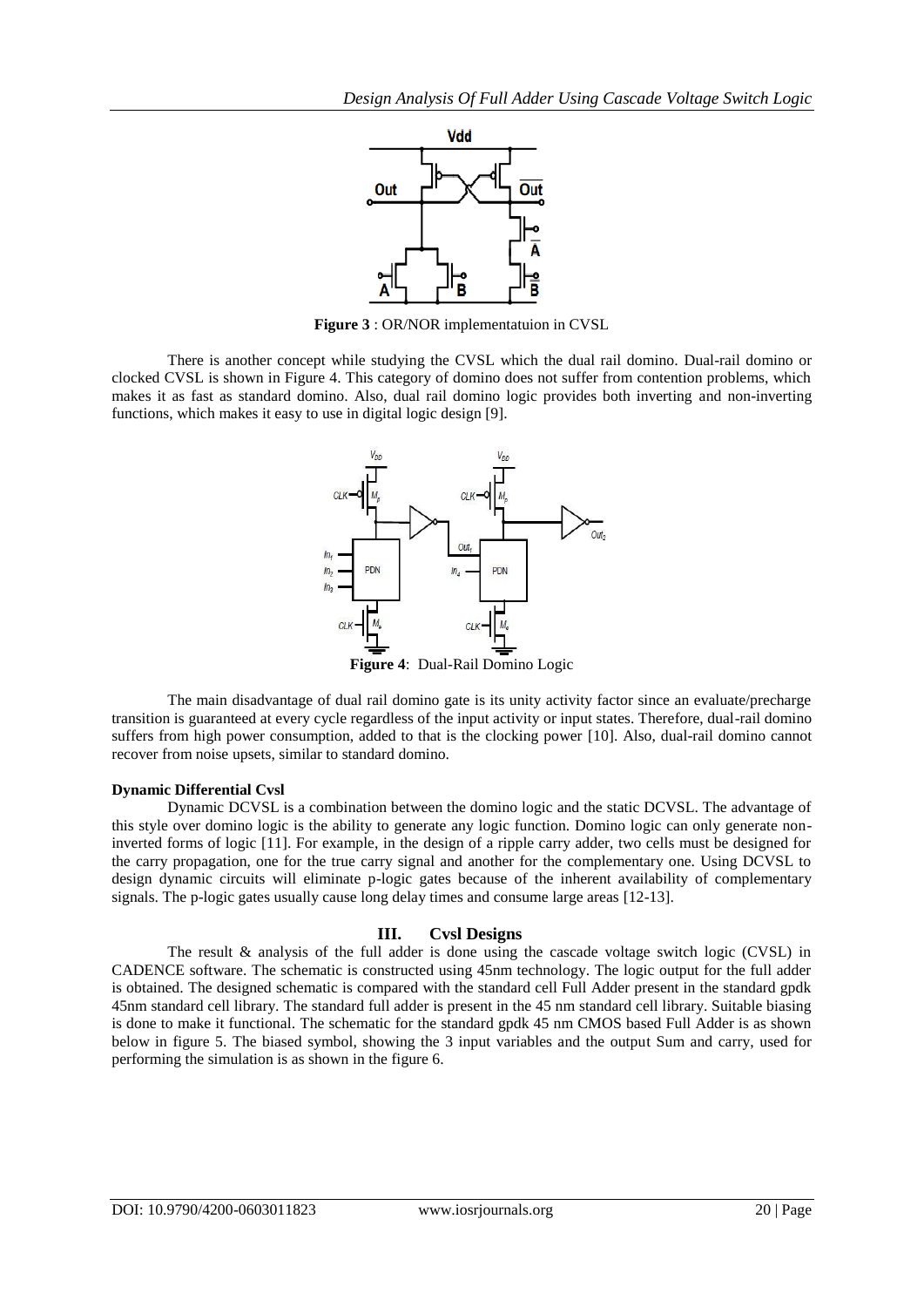**Figure 3** : OR/NOR implementatuion in CVSL

There is another concept while studying the CVSL which the dual rail domino. Dual-rail domino or clocked CVSL is shown in Figure 4. This category of domino does not suffer from contention problems, which makes it as fast as standard domino. Also, dual rail domino logic provides both inverting and non-inverting functions, which makes it easy to use in digital logic design [9].

**Figure 4**: Dual-Rail Domino Logic

The main disadvantage of dual rail domino gate is its unity activity factor since an evaluate/precharge transition is guaranteed at every cycle regardless of the input activity or input states. Therefore, dual-rail domino suffers from high power consumption, added to that is the clocking power [10]. Also, dual-rail domino cannot recover from noise upsets, similar to standard domino.

**Dynamic Differential Cvsl**

Dynamic DCVSL is a combination between the domino logic and the static DCVSL. The advantage of this style over domino logic is the ability to generate any logic function. Domino logic can only generate non-inverted forms of logic [11]. For example, in the design of a ripple carry adder, two cells must be designed for the carry propagation, one for the true carry signal and another for the complementary one. Using DCVSL to design dynamic circuits will eliminate p-logic gates because of the inherent availability of complementary signals. The p-logic gates usually cause long delay times and consume large areas [12-13].

## III. Cvsl Designs

The result & analysis of the full adder is done using the cascade voltage switch logic (CVSL) in CADENCE software. The schematic is constructed using 45nm technology. The logic output for the full adder is obtained. The designed schematic is compared with the standard cell Full Adder present in the standard gpdk 45nm standard cell library. The standard full adder is present in the 45 nm standard cell library. Suitable biasing is done to make it functional. The schematic for the standard gpdk 45 nm CMOS based Full Adder is as shown below in figure 5. The biased symbol, showing the 3 input variables and the output Sum and carry, used for performing the simulation is as shown in the figure 6.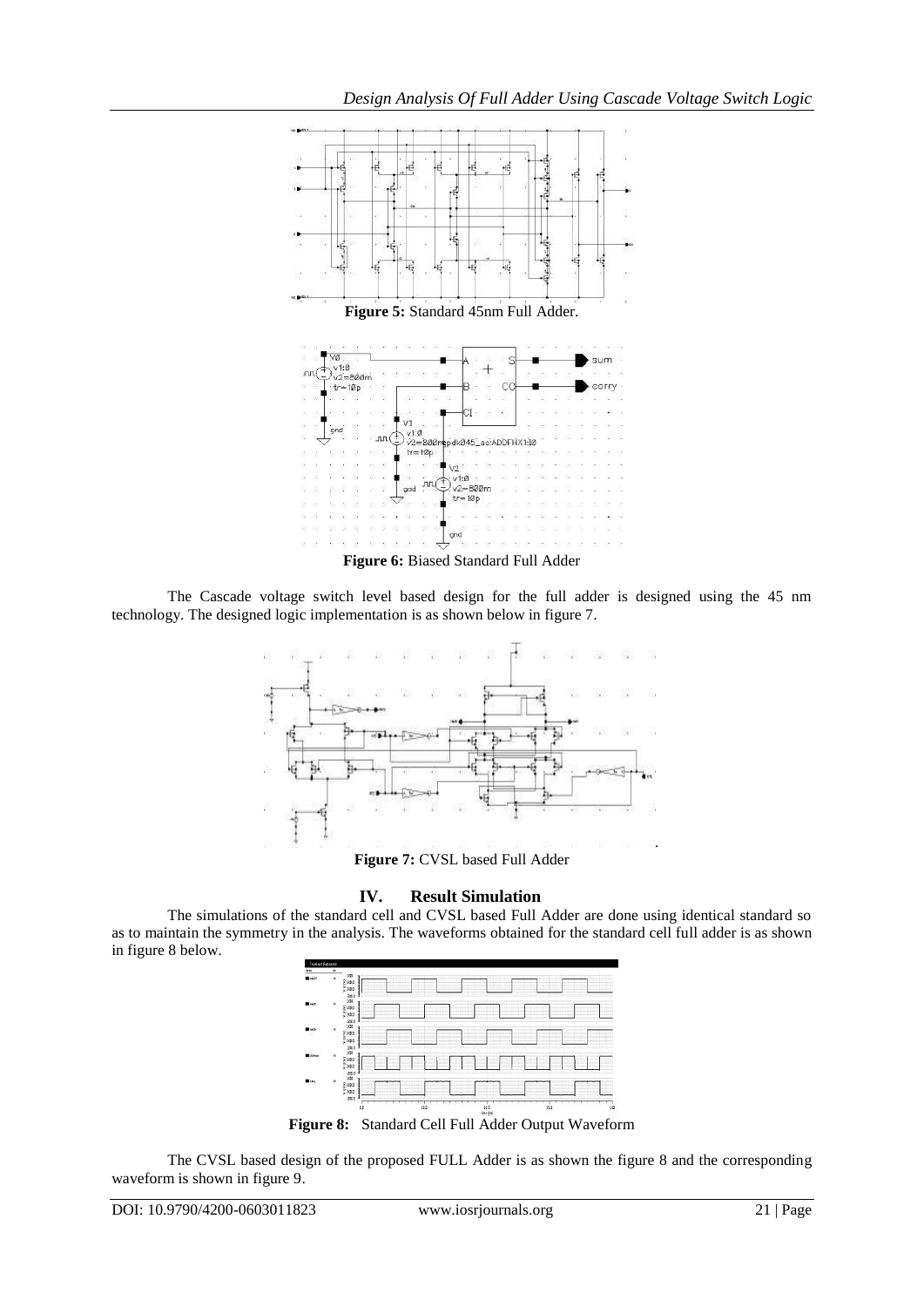**Figure 5:** Standard 45nm Full Adder.

**Figure 6:** Biased Standard Full Adder

The Cascade voltage switch level based design for the full adder is designed using the 45 nm technology. The designed logic implementation is as shown below in figure 7.

**Figure 7:** CVSL based Full Adder

## IV. Result Simulation

The simulations of the standard cell and CVSL based Full Adder are done using identical standard so as to maintain the symmetry in the analysis. The waveforms obtained for the standard cell full adder is as shown in figure 8 below.

**Figure 8:** Standard Cell Full Adder Output Waveform

The CVSL based design of the proposed FULL Adder is as shown the figure 8 and the corresponding waveform is shown in figure 9.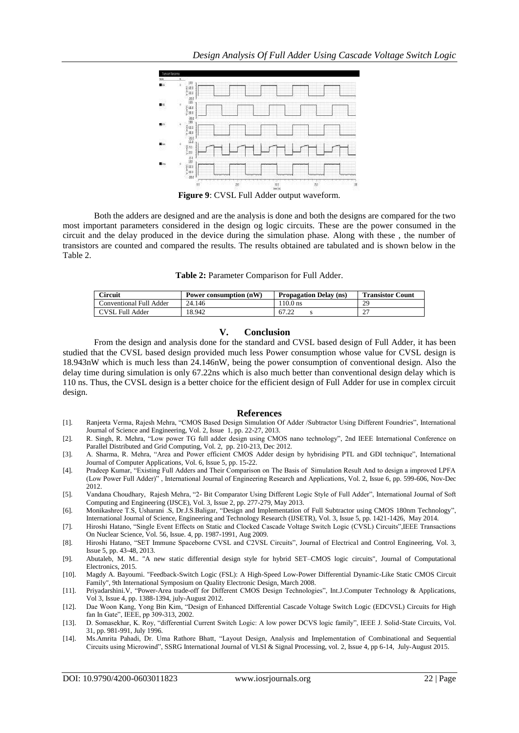**Figure 9**: CVSL Full Adder output waveform.

Both the adders are designed and are the analysis is done and both the designs are compared for the two most important parameters considered in the design og logic circuits. These are the power consumed in the circuit and the delay produced in the device during the simulation phase. Along with these , the number of transistors are counted and compared the results. The results obtained are tabulated and is shown below in the Table 2.

**Table 2:** Parameter Comparison for Full Adder.

| Circuit | Power consumption (nW) | Propagation Delay (ns) | Transistor Count |
|---|---|---|---|
| Conventional Full Adder | 24.146 | 110.0 ns | 29 |
| CVSL Full Adder | 18.942 | 67.22 s | 27 |

## V. Conclusion

From the design and analysis done for the standard and CVSL based design of Full Adder, it has been studied that the CVSL based design provided much less Power consumption whose value for CVSL design is 18.943nW which is much less than 24.146nW, being the power consumption of conventional design. Also the delay time during simulation is only 67.22ns which is also much better than conventional design delay which is 110 ns. Thus, the CVSL design is a better choice for the efficient design of Full Adder for use in complex circuit design.

## References

[1]. Ranjeeta Verma, Rajesh Mehra, "CMOS Based Design Simulation Of Adder /Subtractor Using Different Foundries", International Journal of Science and Engineering, Vol. 2, Issue 1, pp. 22-27, 2013.

[2]. R. Singh, R. Mehra, "Low power TG full adder design using CMOS nano technology", 2nd IEEE International Conference on Parallel Distributed and Grid Computing, Vol. 2, pp. 210-213, Dec 2012.

[3]. A. Sharma, R. Mehra, "Area and Power efficient CMOS Adder design by hybridising PTL and GDI technique", International Journal of Computer Applications, Vol. 6, Issue 5, pp. 15-22.

[4]. Pradeep Kumar, "Existing Full Adders and Their Comparison on The Basis of Simulation Result And to design a improved LPFA (Low Power Full Adder)" , International Journal of Engineering Research and Applications, Vol. 2, Issue 6, pp. 599-606, Nov-Dec 2012.

[5]. Vandana Choudhary, Rajesh Mehra, "2- Bit Comparator Using Different Logic Style of Full Adder", International Journal of Soft Computing and Engineering (IJSCE), Vol. 3, Issue 2, pp. 277-279, May 2013.

[6]. Monikashree T.S, Usharani .S, Dr.J.S.Baligar, "Design and Implementation of Full Subtractor using CMOS 180nm Technology", International Journal of Science, Engineering and Technology Research (IJSETR), Vol. 3, Issue 5, pp. 1421-1426, May 2014.

[7]. Hiroshi Hatano, "Single Event Effects on Static and Clocked Cascade Voltage Switch Logic (CVSL) Circuits",IEEE Transactions On Nuclear Science, Vol. 56, Issue. 4, pp. 1987-1991, Aug 2009.

[8]. Hiroshi Hatano, "SET Immune Spaceborne CVSL and C2VSL Circuits", Journal of Electrical and Control Engineering, Vol. 3, Issue 5, pp. 43-48, 2013.

[9]. Abutaleb, M. M.. "A new static differential design style for hybrid SET–CMOS logic circuits", Journal of Computational Electronics, 2015.

[10]. Magdy A. Bayoumi. "Feedback-Switch Logic (FSL): A High-Speed Low-Power Differential Dynamic-Like Static CMOS Circuit Family", 9th International Symposium on Quality Electronic Design, March 2008.

[11]. Priyadarshini.V, "Power-Area trade-off for Different CMOS Design Technologies", Int.J.Computer Technology & Applications, Vol 3, Issue 4, pp. 1388-1394, july-August 2012.

[12]. Dae Woon Kang, Yong Bin Kim, "Design of Enhanced Differential Cascade Voltage Switch Logic (EDCVSL) Circuits for High fan In Gate", IEEE, pp 309-313, 2002.

[13]. D. Somasekhar, K. Roy, "differential Current Switch Logic: A low power DCVS logic family", IEEE J. Solid-State Circuits, Vol. 31, pp. 981-991, July 1996.

[14]. Ms.Amrita Pahadi, Dr. Uma Rathore Bhatt, "Layout Design, Analysis and Implementation of Combinational and Sequential Circuits using Microwind", SSRG International Journal of VLSI & Signal Processing, vol. 2, Issue 4, pp 6-14, July-August 2015.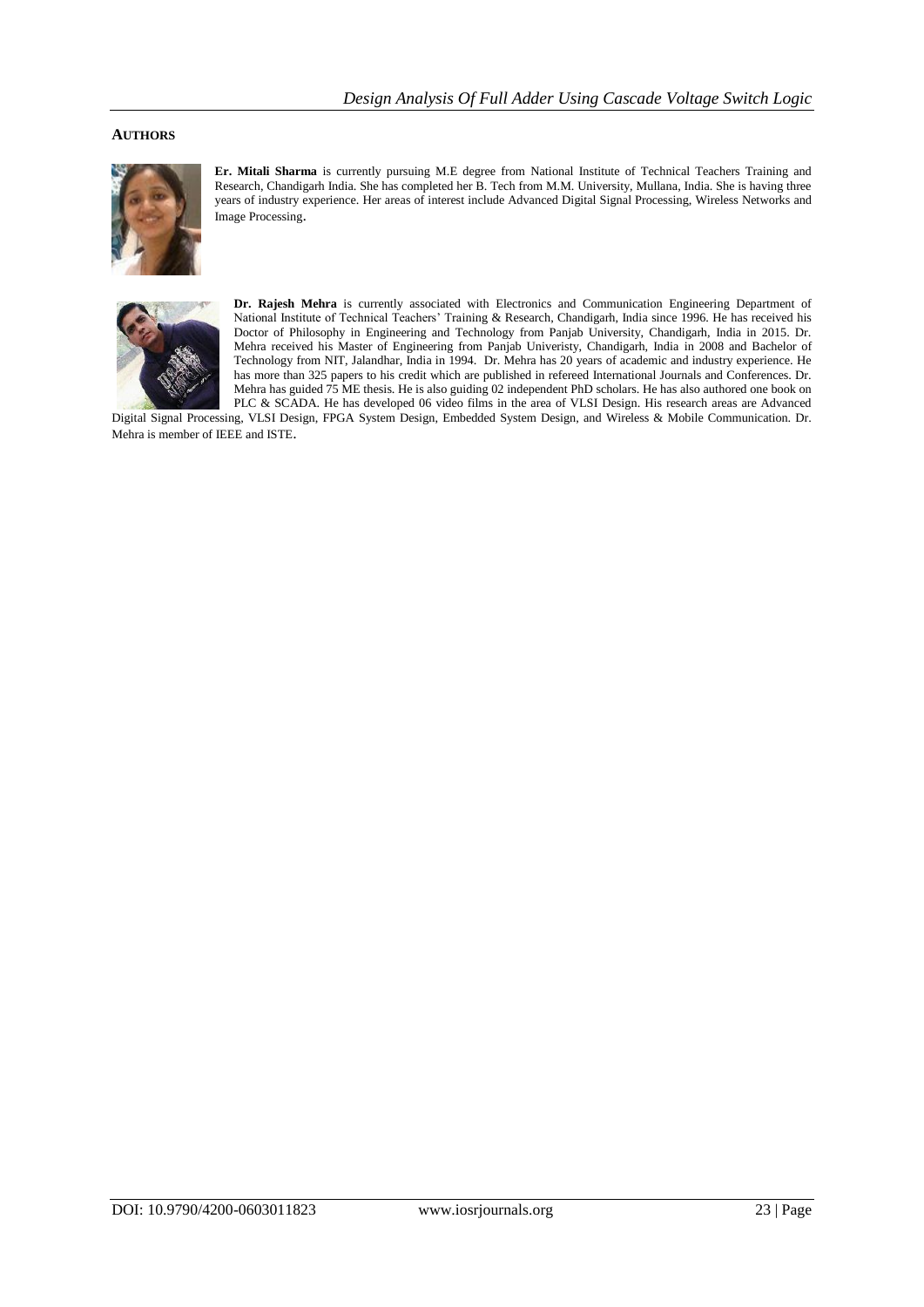## AUTHORS

**Er. Mitali Sharma** is currently pursuing M.E degree from National Institute of Technical Teachers Training and Research, Chandigarh India. She has completed her B. Tech from M.M. University, Mullana, India. She is having three years of industry experience. Her areas of interest include Advanced Digital Signal Processing, Wireless Networks and Image Processing.

**Dr. Rajesh Mehra** is currently associated with Electronics and Communication Engineering Department of National Institute of Technical Teachers' Training & Research, Chandigarh, India since 1996. He has received his Doctor of Philosophy in Engineering and Technology from Panjab University, Chandigarh, India in 2015. Dr. Mehra received his Master of Engineering from Panjab Univeristy, Chandigarh, India in 2008 and Bachelor of Technology from NIT, Jalandhar, India in 1994. Dr. Mehra has 20 years of academic and industry experience. He has more than 325 papers to his credit which are published in refereed International Journals and Conferences. Dr. Mehra has guided 75 ME thesis. He is also guiding 02 independent PhD scholars. He has also authored one book on PLC & SCADA. He has developed 06 video films in the area of VLSI Design. His research areas are Advanced Digital Signal Processing, VLSI Design, FPGA System Design, Embedded System Design, and Wireless & Mobile Communication. Dr. Mehra is member of IEEE and ISTE.